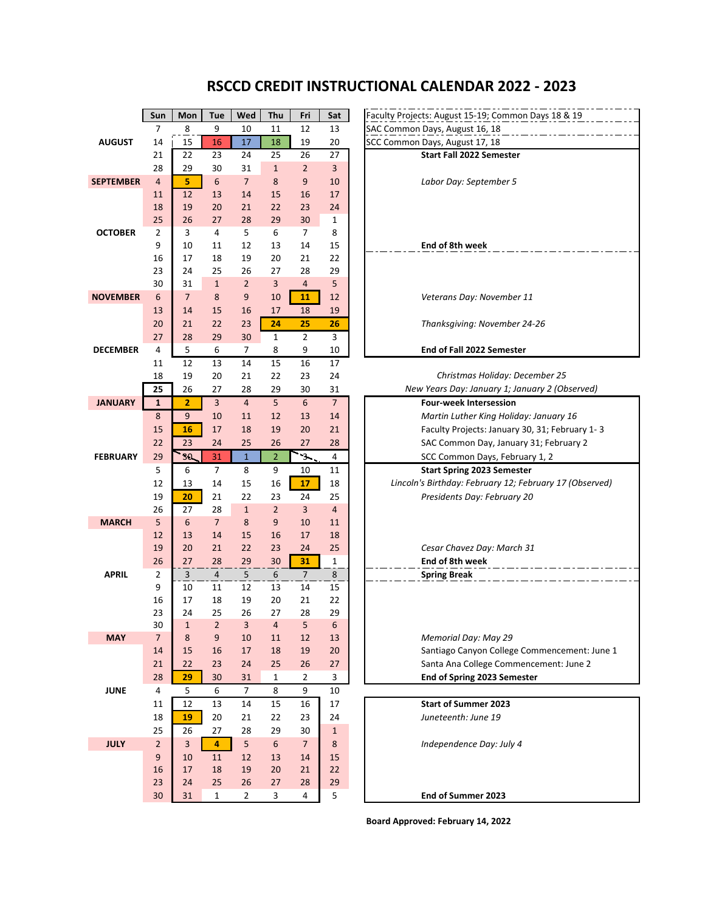# RSCCD CREDIT INSTRUCTIONAL CALENDAR 2022 - 2023

| | Sun | Mon | Tue | Wed | Thu | Fri | Sat | |
|---|---|---|---|---|---|---|---|---|
| | 7 | 8 | 9 | 10 | 11 | 12 | 13 | Faculty Projects: August 15-19; Common Days 18 & 19 |
| AUGUST | 14 | 15 | 16 | 17 | 18 | 19 | 20 | SAC Common Days, August 16, 18 |
| | 21 | 22 | 23 | 24 | 25 | 26 | 27 | SCC Common Days, August 17, 18 |
| | 28 | 29 | 30 | 31 | 1 | 2 | 3 | **Start Fall 2022 Semester** |
| SEPTEMBER | 4 | 5 | 6 | 7 | 8 | 9 | 10 | *Labor Day: September 5* |
| | 11 | 12 | 13 | 14 | 15 | 16 | 17 | |
| | 18 | 19 | 20 | 21 | 22 | 23 | 24 | |
| | 25 | 26 | 27 | 28 | 29 | 30 | 1 | |
| OCTOBER | 2 | 3 | 4 | 5 | 6 | 7 | 8 | |
| | 9 | 10 | 11 | 12 | 13 | 14 | 15 | **End of 8th week** |
| | 16 | 17 | 18 | 19 | 20 | 21 | 22 | |
| | 23 | 24 | 25 | 26 | 27 | 28 | 29 | |
| | 30 | 31 | 1 | 2 | 3 | 4 | 5 | |
| NOVEMBER | 6 | 7 | 8 | 9 | 10 | 11 | 12 | *Veterans Day: November 11* |
| | 13 | 14 | 15 | 16 | 17 | 18 | 19 | |
| | 20 | 21 | 22 | 23 | 24 | 25 | 26 | *Thanksgiving: November 24-26* |
| | 27 | 28 | 29 | 30 | 1 | 2 | 3 | |
| DECEMBER | 4 | 5 | 6 | 7 | 8 | 9 | 10 | **End of Fall 2022 Semester** |
| | 11 | 12 | 13 | 14 | 15 | 16 | 17 | |
| | 18 | 19 | 20 | 21 | 22 | 23 | 24 | *Christmas Holiday: December 25* |
| | 25 | 26 | 27 | 28 | 29 | 30 | 31 | *New Years Day: January 1; January 2 (Observed)* |
| JANUARY | 1 | 2 | 3 | 4 | 5 | 6 | 7 | **Four-week Intersession** |
| | 8 | 9 | 10 | 11 | 12 | 13 | 14 | *Martin Luther King Holiday: January 16* |
| | 15 | 16 | 17 | 18 | 19 | 20 | 21 | Faculty Projects: January 30, 31; February 1- 3 |
| | 22 | 23 | 24 | 25 | 26 | 27 | 28 | SAC Common Day, January 31; February 2 |
| FEBRUARY | 29 | 30 | 31 | 1 | 2 | 3 | 4 | SCC Common Days, February 1, 2 |
| | 5 | 6 | 7 | 8 | 9 | 10 | 11 | **Start Spring 2023 Semester** |
| | 12 | 13 | 14 | 15 | 16 | 17 | 18 | *Lincoln's Birthday: February 12; February 17 (Observed)* |
| | 19 | 20 | 21 | 22 | 23 | 24 | 25 | *Presidents Day: February 20* |
| | 26 | 27 | 28 | 1 | 2 | 3 | 4 | |
| MARCH | 5 | 6 | 7 | 8 | 9 | 10 | 11 | |
| | 12 | 13 | 14 | 15 | 16 | 17 | 18 | |
| | 19 | 20 | 21 | 22 | 23 | 24 | 25 | *Cesar Chavez Day: March 31* |
| | 26 | 27 | 28 | 29 | 30 | 31 | 1 | **End of 8th week** |
| APRIL | 2 | 3 | 4 | 5 | 6 | 7 | 8 | **Spring Break** |
| | 9 | 10 | 11 | 12 | 13 | 14 | 15 | |
| | 16 | 17 | 18 | 19 | 20 | 21 | 22 | |
| | 23 | 24 | 25 | 26 | 27 | 28 | 29 | |
| | 30 | 1 | 2 | 3 | 4 | 5 | 6 | |
| MAY | 7 | 8 | 9 | 10 | 11 | 12 | 13 | *Memorial Day: May 29* |
| | 14 | 15 | 16 | 17 | 18 | 19 | 20 | Santiago Canyon College Commencement: June 1 |
| | 21 | 22 | 23 | 24 | 25 | 26 | 27 | Santa Ana College Commencement: June 2 |
| | 28 | 29 | 30 | 31 | 1 | 2 | 3 | **End of Spring 2023 Semester** |
| JUNE | 4 | 5 | 6 | 7 | 8 | 9 | 10 | |
| | 11 | 12 | 13 | 14 | 15 | 16 | 17 | **Start of Summer 2023** |
| | 18 | 19 | 20 | 21 | 22 | 23 | 24 | *Juneteenth: June 19* |
| | 25 | 26 | 27 | 28 | 29 | 30 | 1 | |
| JULY | 2 | 3 | 4 | 5 | 6 | 7 | 8 | *Independence Day: July 4* |
| | 9 | 10 | 11 | 12 | 13 | 14 | 15 | |
| | 16 | 17 | 18 | 19 | 20 | 21 | 22 | |
| | 23 | 24 | 25 | 26 | 27 | 28 | 29 | |
| | 30 | 31 | 1 | 2 | 3 | 4 | 5 | **End of Summer 2023** |

**Board Approved: February 14, 2022**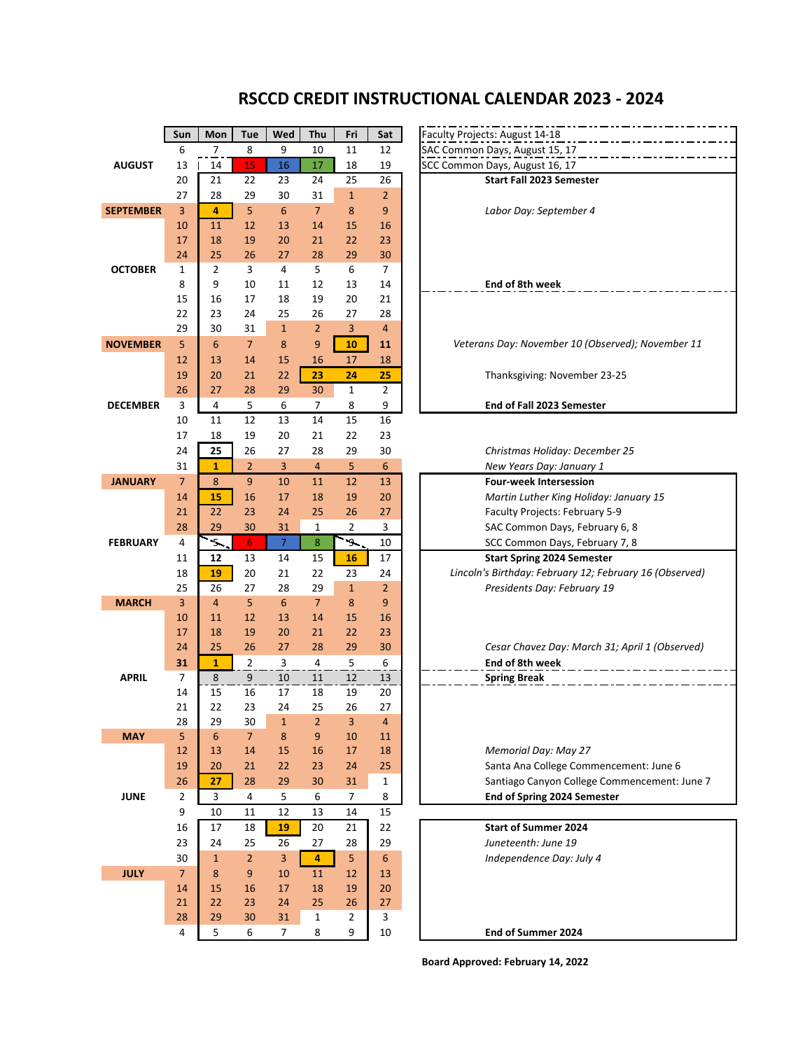# RSCCD CREDIT INSTRUCTIONAL CALENDAR 2023 - 2024

| | Sun | Mon | Tue | Wed | Thu | Fri | Sat | |
|---|---|---|---|---|---|---|---|---|
| | 6 | 7 | 8 | 9 | 10 | 11 | 12 | Faculty Projects: August 14-18 |
| AUGUST | 13 | 14 | 15 | 16 | 17 | 18 | 19 | SAC Common Days, August 15, 17 / SCC Common Days, August 16, 17 |
| | 20 | 21 | 22 | 23 | 24 | 25 | 26 | **Start Fall 2023 Semester** |
| | 27 | 28 | 29 | 30 | 31 | 1 | 2 | |
| SEPTEMBER | 3 | 4 | 5 | 6 | 7 | 8 | 9 | *Labor Day: September 4* |
| | 10 | 11 | 12 | 13 | 14 | 15 | 16 | |
| | 17 | 18 | 19 | 20 | 21 | 22 | 23 | |
| | 24 | 25 | 26 | 27 | 28 | 29 | 30 | |
| OCTOBER | 1 | 2 | 3 | 4 | 5 | 6 | 7 | |
| | 8 | 9 | 10 | 11 | 12 | 13 | 14 | **End of 8th week** |
| | 15 | 16 | 17 | 18 | 19 | 20 | 21 | |
| | 22 | 23 | 24 | 25 | 26 | 27 | 28 | |
| | 29 | 30 | 31 | 1 | 2 | 3 | 4 | |
| NOVEMBER | 5 | 6 | 7 | 8 | 9 | 10 | 11 | *Veterans Day: November 10 (Observed); November 11* |
| | 12 | 13 | 14 | 15 | 16 | 17 | 18 | |
| | 19 | 20 | 21 | 22 | 23 | 24 | 25 | Thanksgiving: November 23-25 |
| | 26 | 27 | 28 | 29 | 30 | 1 | 2 | |
| DECEMBER | 3 | 4 | 5 | 6 | 7 | 8 | 9 | **End of Fall 2023 Semester** |
| | 10 | 11 | 12 | 13 | 14 | 15 | 16 | |
| | 17 | 18 | 19 | 20 | 21 | 22 | 23 | |
| | 24 | 25 | 26 | 27 | 28 | 29 | 30 | *Christmas Holiday: December 25* |
| | 31 | 1 | 2 | 3 | 4 | 5 | 6 | *New Years Day: January 1* |
| JANUARY | 7 | 8 | 9 | 10 | 11 | 12 | 13 | **Four-week Intersession** |
| | 14 | 15 | 16 | 17 | 18 | 19 | 20 | *Martin Luther King Holiday: January 15* |
| | 21 | 22 | 23 | 24 | 25 | 26 | 27 | Faculty Projects: February 5-9 |
| | 28 | 29 | 30 | 31 | 1 | 2 | 3 | SAC Common Days, February 6, 8 |
| FEBRUARY | 4 | 5 | 6 | 7 | 8 | 9 | 10 | SCC Common Days, February 7, 8 |
| | 11 | 12 | 13 | 14 | 15 | 16 | 17 | **Start Spring 2024 Semester** |
| | 18 | 19 | 20 | 21 | 22 | 23 | 24 | *Lincoln's Birthday: February 12; February 16 (Observed)* |
| | 25 | 26 | 27 | 28 | 29 | 1 | 2 | *Presidents Day: February 19* |
| MARCH | 3 | 4 | 5 | 6 | 7 | 8 | 9 | |
| | 10 | 11 | 12 | 13 | 14 | 15 | 16 | |
| | 17 | 18 | 19 | 20 | 21 | 22 | 23 | |
| | 24 | 25 | 26 | 27 | 28 | 29 | 30 | *Cesar Chavez Day: March 31; April 1 (Observed)* |
| | 31 | 1 | 2 | 3 | 4 | 5 | 6 | **End of 8th week** |
| APRIL | 7 | 8 | 9 | 10 | 11 | 12 | 13 | **Spring Break** |
| | 14 | 15 | 16 | 17 | 18 | 19 | 20 | |
| | 21 | 22 | 23 | 24 | 25 | 26 | 27 | |
| | 28 | 29 | 30 | 1 | 2 | 3 | 4 | |
| MAY | 5 | 6 | 7 | 8 | 9 | 10 | 11 | |
| | 12 | 13 | 14 | 15 | 16 | 17 | 18 | *Memorial Day: May 27* |
| | 19 | 20 | 21 | 22 | 23 | 24 | 25 | Santa Ana College Commencement: June 6 |
| | 26 | 27 | 28 | 29 | 30 | 31 | 1 | Santiago Canyon College Commencement: June 7 |
| JUNE | 2 | 3 | 4 | 5 | 6 | 7 | 8 | **End of Spring 2024 Semester** |
| | 9 | 10 | 11 | 12 | 13 | 14 | 15 | |
| | 16 | 17 | 18 | 19 | 20 | 21 | 22 | **Start of Summer 2024** |
| | 23 | 24 | 25 | 26 | 27 | 28 | 29 | *Juneteenth: June 19* |
| | 30 | 1 | 2 | 3 | 4 | 5 | 6 | *Independence Day: July 4* |
| JULY | 7 | 8 | 9 | 10 | 11 | 12 | 13 | |
| | 14 | 15 | 16 | 17 | 18 | 19 | 20 | |
| | 21 | 22 | 23 | 24 | 25 | 26 | 27 | |
| | 28 | 29 | 30 | 31 | 1 | 2 | 3 | |
| | 4 | 5 | 6 | 7 | 8 | 9 | 10 | **End of Summer 2024** |

**Board Approved: February 14, 2022**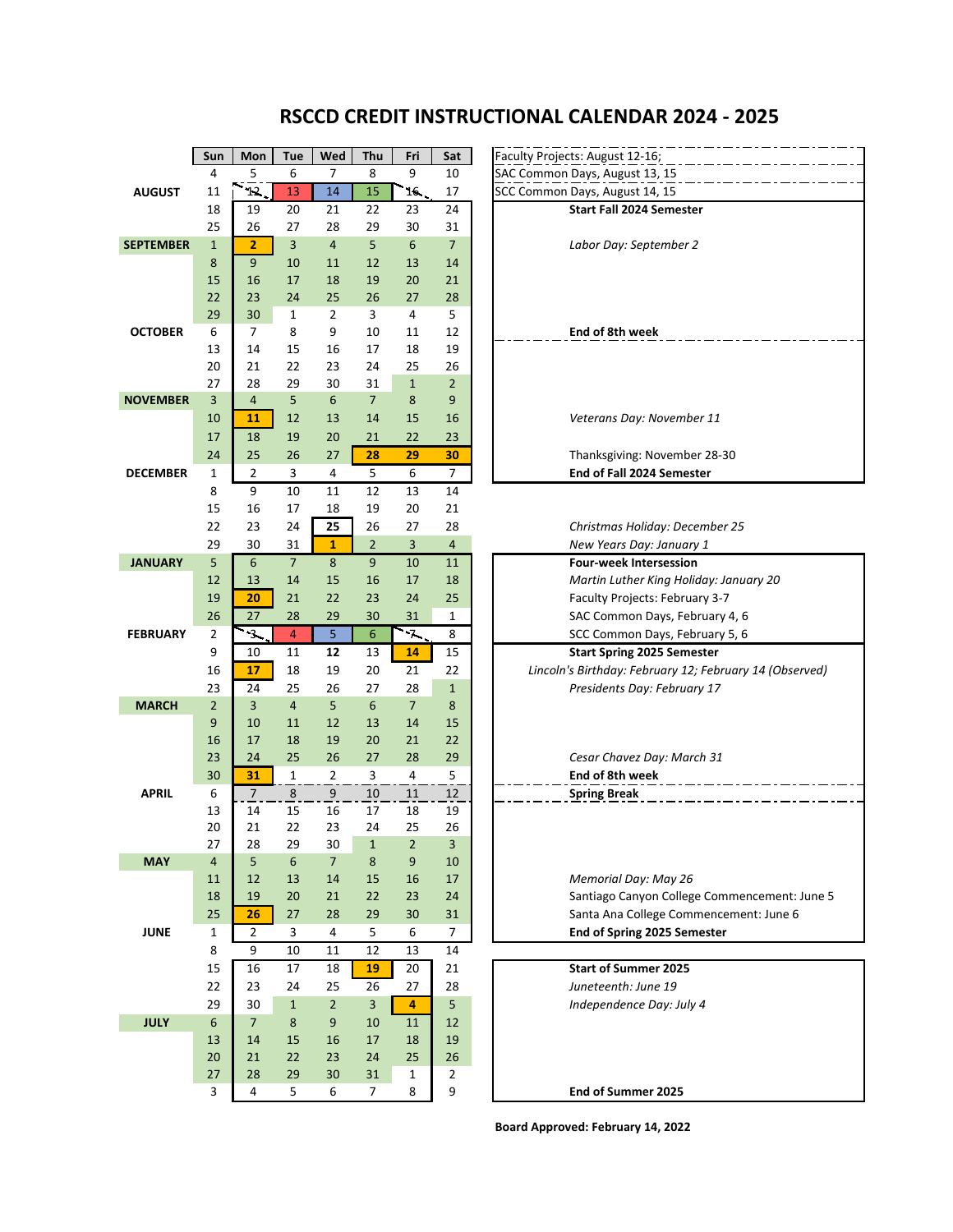# RSCCD CREDIT INSTRUCTIONAL CALENDAR 2024 - 2025

| | Sun | Mon | Tue | Wed | Thu | Fri | Sat | |
|---|---|---|---|---|---|---|---|---|
| | 4 | 5 | 6 | 7 | 8 | 9 | 10 | Faculty Projects: August 12-16; SAC Common Days, August 13, 15 |
| AUGUST | 11 | 12 | 13 | 14 | 15 | 16 | 17 | SCC Common Days, August 14, 15 |
| | 18 | 19 | 20 | 21 | 22 | 23 | 24 | **Start Fall 2024 Semester** |
| | 25 | 26 | 27 | 28 | 29 | 30 | 31 | |
| SEPTEMBER | 1 | 2 | 3 | 4 | 5 | 6 | 7 | *Labor Day: September 2* |
| | 8 | 9 | 10 | 11 | 12 | 13 | 14 | |
| | 15 | 16 | 17 | 18 | 19 | 20 | 21 | |
| | 22 | 23 | 24 | 25 | 26 | 27 | 28 | |
| | 29 | 30 | 1 | 2 | 3 | 4 | 5 | |
| OCTOBER | 6 | 7 | 8 | 9 | 10 | 11 | 12 | **End of 8th week** |
| | 13 | 14 | 15 | 16 | 17 | 18 | 19 | |
| | 20 | 21 | 22 | 23 | 24 | 25 | 26 | |
| | 27 | 28 | 29 | 30 | 31 | 1 | 2 | |
| NOVEMBER | 3 | 4 | 5 | 6 | 7 | 8 | 9 | |
| | 10 | 11 | 12 | 13 | 14 | 15 | 16 | *Veterans Day: November 11* |
| | 17 | 18 | 19 | 20 | 21 | 22 | 23 | |
| | 24 | 25 | 26 | 27 | 28 | 29 | 30 | Thanksgiving: November 28-30 |
| DECEMBER | 1 | 2 | 3 | 4 | 5 | 6 | 7 | **End of Fall 2024 Semester** |
| | 8 | 9 | 10 | 11 | 12 | 13 | 14 | |
| | 15 | 16 | 17 | 18 | 19 | 20 | 21 | |
| | 22 | 23 | 24 | 25 | 26 | 27 | 28 | *Christmas Holiday: December 25* |
| | 29 | 30 | 31 | 1 | 2 | 3 | 4 | *New Years Day: January 1* |
| JANUARY | 5 | 6 | 7 | 8 | 9 | 10 | 11 | **Four-week Intersession** |
| | 12 | 13 | 14 | 15 | 16 | 17 | 18 | *Martin Luther King Holiday: January 20* |
| | 19 | 20 | 21 | 22 | 23 | 24 | 25 | Faculty Projects: February 3-7 |
| | 26 | 27 | 28 | 29 | 30 | 31 | 1 | SAC Common Days, February 4, 6 |
| FEBRUARY | 2 | 3 | 4 | 5 | 6 | 7 | 8 | SCC Common Days, February 5, 6 |
| | 9 | 10 | 11 | 12 | 13 | 14 | 15 | **Start Spring 2025 Semester** |
| | 16 | 17 | 18 | 19 | 20 | 21 | 22 | *Lincoln's Birthday: February 12; February 14 (Observed)* |
| | 23 | 24 | 25 | 26 | 27 | 28 | 1 | *Presidents Day: February 17* |
| MARCH | 2 | 3 | 4 | 5 | 6 | 7 | 8 | |
| | 9 | 10 | 11 | 12 | 13 | 14 | 15 | |
| | 16 | 17 | 18 | 19 | 20 | 21 | 22 | |
| | 23 | 24 | 25 | 26 | 27 | 28 | 29 | *Cesar Chavez Day: March 31* |
| | 30 | 31 | 1 | 2 | 3 | 4 | 5 | **End of 8th week** |
| APRIL | 6 | 7 | 8 | 9 | 10 | 11 | 12 | **Spring Break** |
| | 13 | 14 | 15 | 16 | 17 | 18 | 19 | |
| | 20 | 21 | 22 | 23 | 24 | 25 | 26 | |
| | 27 | 28 | 29 | 30 | 1 | 2 | 3 | |
| MAY | 4 | 5 | 6 | 7 | 8 | 9 | 10 | |
| | 11 | 12 | 13 | 14 | 15 | 16 | 17 | *Memorial Day: May 26* |
| | 18 | 19 | 20 | 21 | 22 | 23 | 24 | Santiago Canyon College Commencement: June 5 |
| | 25 | 26 | 27 | 28 | 29 | 30 | 31 | Santa Ana College Commencement: June 6 |
| JUNE | 1 | 2 | 3 | 4 | 5 | 6 | 7 | **End of Spring 2025 Semester** |
| | 8 | 9 | 10 | 11 | 12 | 13 | 14 | |
| | 15 | 16 | 17 | 18 | 19 | 20 | 21 | **Start of Summer 2025** |
| | 22 | 23 | 24 | 25 | 26 | 27 | 28 | *Juneteenth: June 19* |
| | 29 | 30 | 1 | 2 | 3 | 4 | 5 | *Independence Day: July 4* |
| JULY | 6 | 7 | 8 | 9 | 10 | 11 | 12 | |
| | 13 | 14 | 15 | 16 | 17 | 18 | 19 | |
| | 20 | 21 | 22 | 23 | 24 | 25 | 26 | |
| | 27 | 28 | 29 | 30 | 31 | 1 | 2 | |
| | 3 | 4 | 5 | 6 | 7 | 8 | 9 | **End of Summer 2025** |

**Board Approved: February 14, 2022**